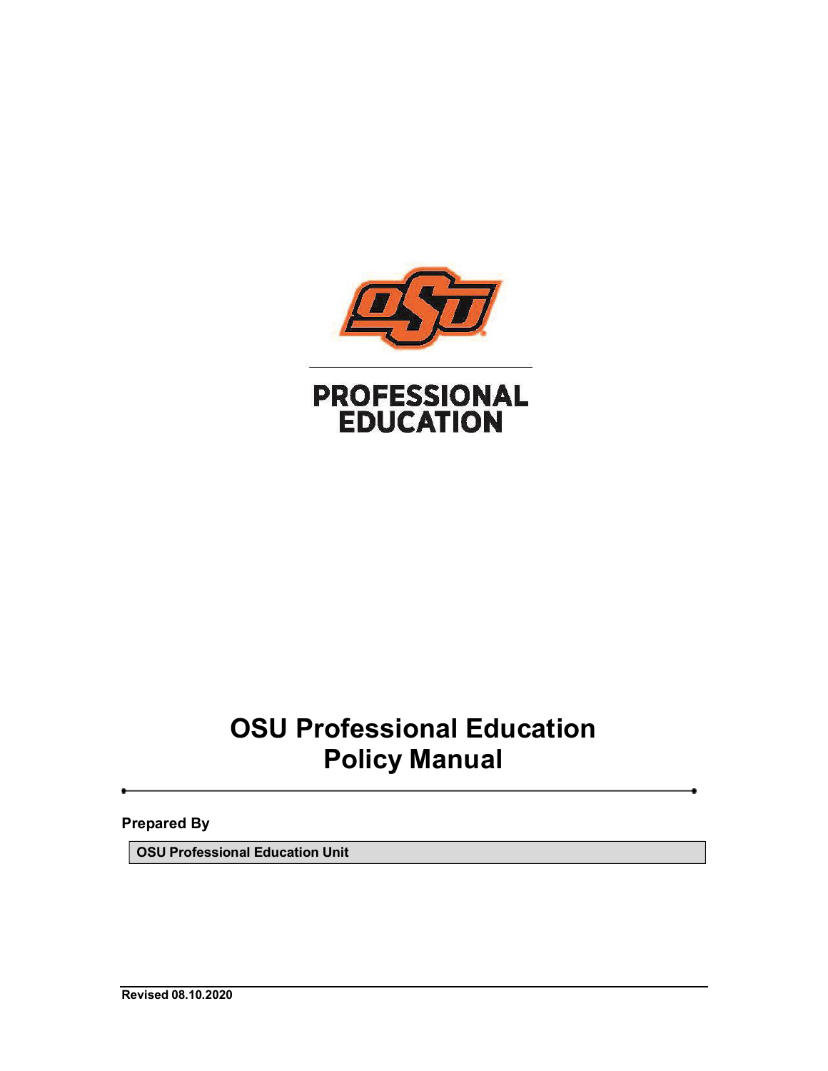PROFESSIONAL
EDUCATION

# OSU Professional Education Policy Manual

**Prepared By**

**OSU Professional Education Unit**

**Revised 08.10.2020**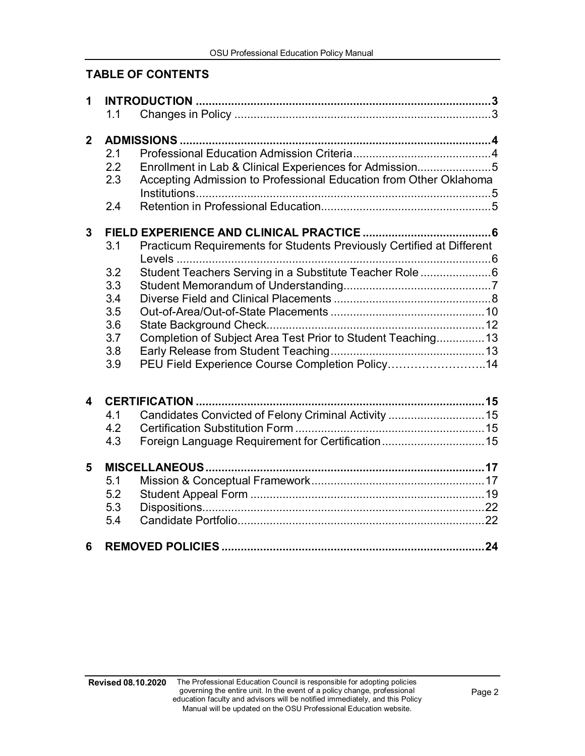## TABLE OF CONTENTS

**1 INTRODUCTION ........................................................................................ 3**
- 1.1 Changes in Policy ........................................................................ 3

**2 ADMISSIONS ........................................................................................ 4**
- 2.1 Professional Education Admission Criteria ........................................ 4
- 2.2 Enrollment in Lab & Clinical Experiences for Admission ........................ 5
- 2.3 Accepting Admission to Professional Education from Other Oklahoma Institutions ........................................................................ 5
- 2.4 Retention in Professional Education ................................................ 5

**3 FIELD EXPERIENCE AND CLINICAL PRACTICE ........................................ 6**
- 3.1 Practicum Requirements for Students Previously Certified at Different Levels ........................................................................ 6
- 3.2 Student Teachers Serving in a Substitute Teacher Role ........................ 6
- 3.3 Student Memorandum of Understanding ............................................ 7
- 3.4 Diverse Field and Clinical Placements ............................................... 8
- 3.5 Out-of-Area/Out-of-State Placements ............................................... 10
- 3.6 State Background Check ................................................................ 12
- 3.7 Completion of Subject Area Test Prior to Student Teaching .................. 13
- 3.8 Early Release from Student Teaching ................................................ 13
- 3.9 PEU Field Experience Course Completion Policy ................................ 14

**4 CERTIFICATION ........................................................................................ 15**
- 4.1 Candidates Convicted of Felony Criminal Activity ................................ 15
- 4.2 Certification Substitution Form ........................................................ 15
- 4.3 Foreign Language Requirement for Certification ................................ 15

**5 MISCELLANEOUS ........................................................................................ 17**
- 5.1 Mission & Conceptual Framework ..................................................... 17
- 5.2 Student Appeal Form ..................................................................... 19
- 5.3 Dispositions .................................................................................. 22
- 5.4 Candidate Portfolio ........................................................................ 22

**6 REMOVED POLICIES ........................................................................................ 24**

**Revised 08.10.2020** The Professional Education Council is responsible for adopting policies governing the entire unit. In the event of a policy change, professional education faculty and advisors will be notified immediately, and this Policy Manual will be updated on the OSU Professional Education website.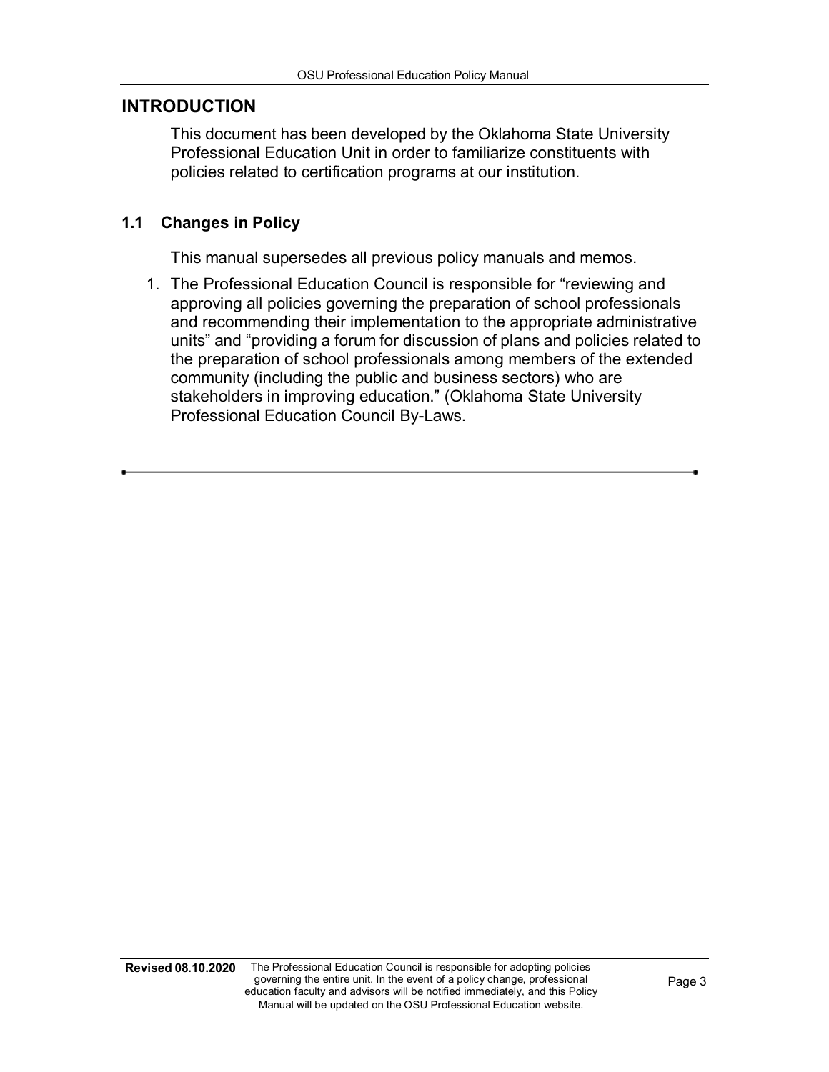# INTRODUCTION

This document has been developed by the Oklahoma State University Professional Education Unit in order to familiarize constituents with policies related to certification programs at our institution.

## 1.1 Changes in Policy

This manual supersedes all previous policy manuals and memos.

1. The Professional Education Council is responsible for “reviewing and approving all policies governing the preparation of school professionals and recommending their implementation to the appropriate administrative units” and “providing a forum for discussion of plans and policies related to the preparation of school professionals among members of the extended community (including the public and business sectors) who are stakeholders in improving education.” (Oklahoma State University Professional Education Council By-Laws.

---

**Revised 08.10.2020** The Professional Education Council is responsible for adopting policies governing the entire unit. In the event of a policy change, professional education faculty and advisors will be notified immediately, and this Policy Manual will be updated on the OSU Professional Education website.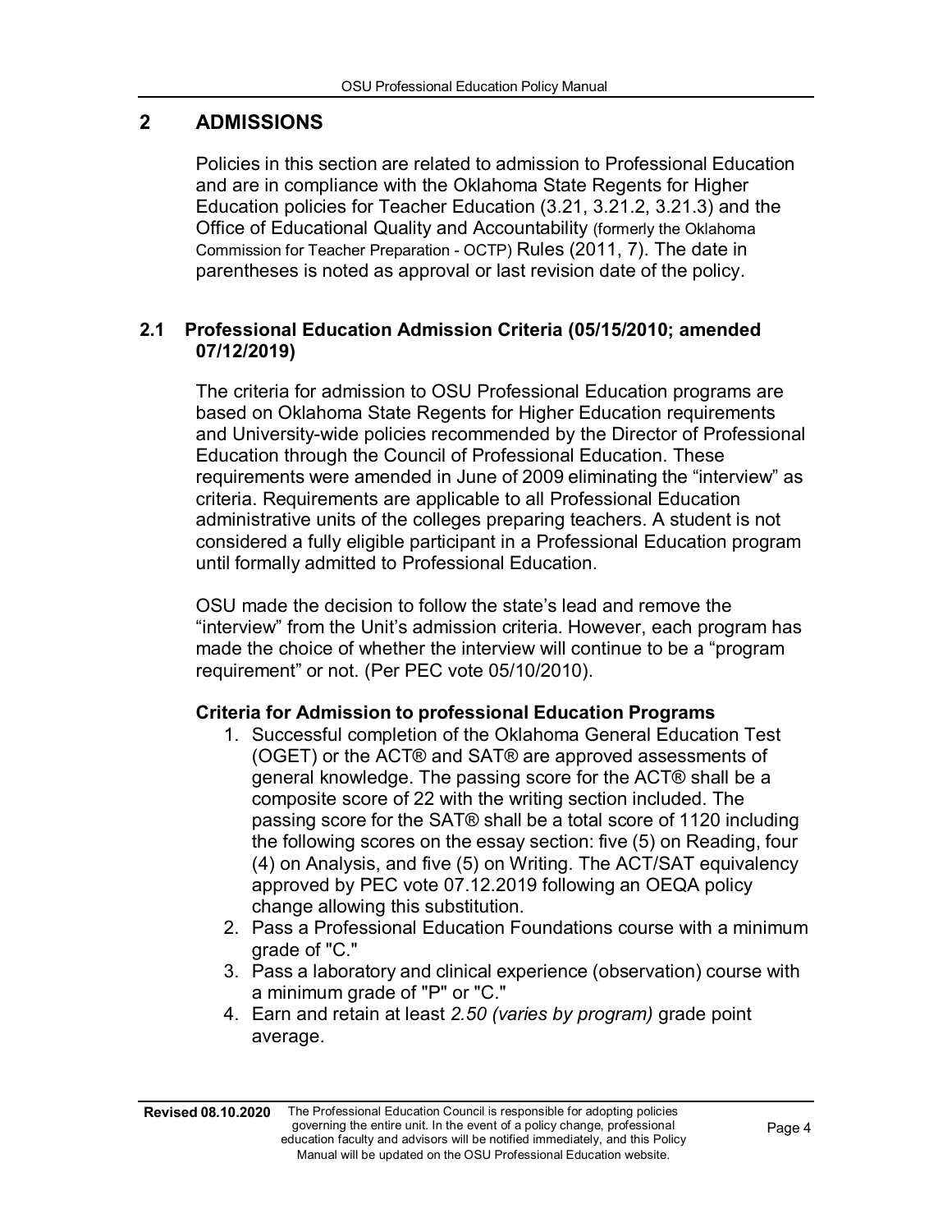## 2 ADMISSIONS

Policies in this section are related to admission to Professional Education and are in compliance with the Oklahoma State Regents for Higher Education policies for Teacher Education (3.21, 3.21.2, 3.21.3) and the Office of Educational Quality and Accountability (formerly the Oklahoma Commission for Teacher Preparation - OCTP) Rules (2011, 7). The date in parentheses is noted as approval or last revision date of the policy.

### 2.1 Professional Education Admission Criteria (05/15/2010; amended 07/12/2019)

The criteria for admission to OSU Professional Education programs are based on Oklahoma State Regents for Higher Education requirements and University-wide policies recommended by the Director of Professional Education through the Council of Professional Education. These requirements were amended in June of 2009 eliminating the "interview" as criteria. Requirements are applicable to all Professional Education administrative units of the colleges preparing teachers. A student is not considered a fully eligible participant in a Professional Education program until formally admitted to Professional Education.

OSU made the decision to follow the state's lead and remove the "interview" from the Unit's admission criteria. However, each program has made the choice of whether the interview will continue to be a "program requirement" or not. (Per PEC vote 05/10/2010).

**Criteria for Admission to professional Education Programs**

1. Successful completion of the Oklahoma General Education Test (OGET) or the ACT® and SAT® are approved assessments of general knowledge. The passing score for the ACT® shall be a composite score of 22 with the writing section included. The passing score for the SAT® shall be a total score of 1120 including the following scores on the essay section: five (5) on Reading, four (4) on Analysis, and five (5) on Writing. The ACT/SAT equivalency approved by PEC vote 07.12.2019 following an OEQA policy change allowing this substitution.
2. Pass a Professional Education Foundations course with a minimum grade of "C."
3. Pass a laboratory and clinical experience (observation) course with a minimum grade of "P" or "C."
4. Earn and retain at least *2.50 (varies by program)* grade point average.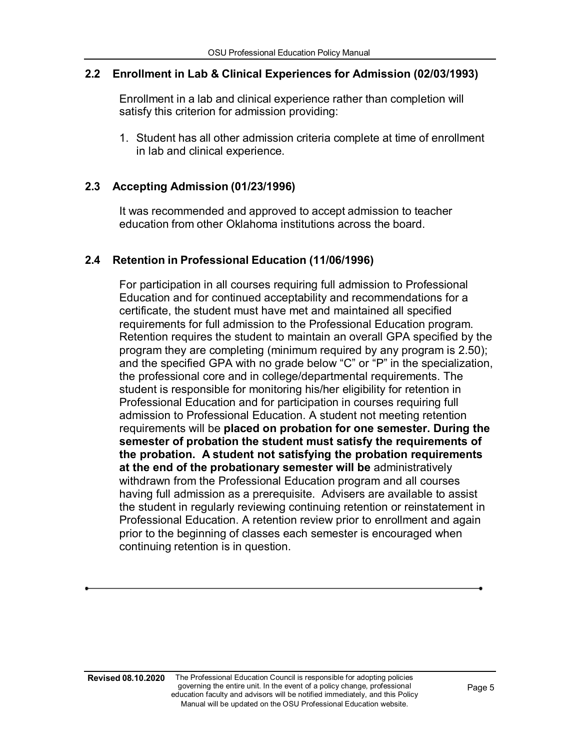### 2.2 Enrollment in Lab & Clinical Experiences for Admission (02/03/1993)

Enrollment in a lab and clinical experience rather than completion will satisfy this criterion for admission providing:

1. Student has all other admission criteria complete at time of enrollment in lab and clinical experience.

### 2.3 Accepting Admission (01/23/1996)

It was recommended and approved to accept admission to teacher education from other Oklahoma institutions across the board.

### 2.4 Retention in Professional Education (11/06/1996)

For participation in all courses requiring full admission to Professional Education and for continued acceptability and recommendations for a certificate, the student must have met and maintained all specified requirements for full admission to the Professional Education program. Retention requires the student to maintain an overall GPA specified by the program they are completing (minimum required by any program is 2.50); and the specified GPA with no grade below "C" or "P" in the specialization, the professional core and in college/departmental requirements. The student is responsible for monitoring his/her eligibility for retention in Professional Education and for participation in courses requiring full admission to Professional Education. A student not meeting retention requirements will be **placed on probation for one semester. During the semester of probation the student must satisfy the requirements of the probation. A student not satisfying the probation requirements at the end of the probationary semester will be** administratively withdrawn from the Professional Education program and all courses having full admission as a prerequisite. Advisers are available to assist the student in regularly reviewing continuing retention or reinstatement in Professional Education. A retention review prior to enrollment and again prior to the beginning of classes each semester is encouraged when continuing retention is in question.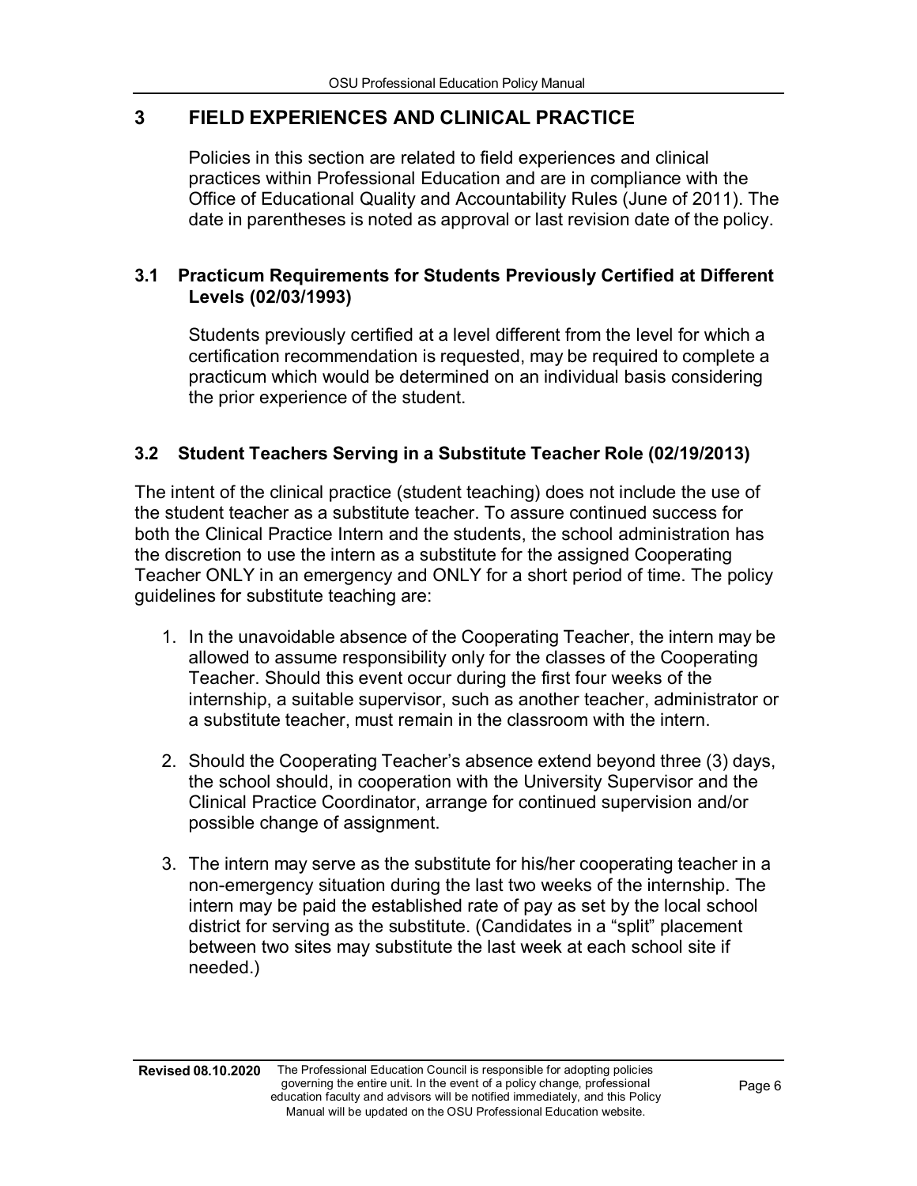# 3 FIELD EXPERIENCES AND CLINICAL PRACTICE

Policies in this section are related to field experiences and clinical practices within Professional Education and are in compliance with the Office of Educational Quality and Accountability Rules (June of 2011). The date in parentheses is noted as approval or last revision date of the policy.

## 3.1 Practicum Requirements for Students Previously Certified at Different Levels (02/03/1993)

Students previously certified at a level different from the level for which a certification recommendation is requested, may be required to complete a practicum which would be determined on an individual basis considering the prior experience of the student.

## 3.2 Student Teachers Serving in a Substitute Teacher Role (02/19/2013)

The intent of the clinical practice (student teaching) does not include the use of the student teacher as a substitute teacher. To assure continued success for both the Clinical Practice Intern and the students, the school administration has the discretion to use the intern as a substitute for the assigned Cooperating Teacher ONLY in an emergency and ONLY for a short period of time. The policy guidelines for substitute teaching are:

1. In the unavoidable absence of the Cooperating Teacher, the intern may be allowed to assume responsibility only for the classes of the Cooperating Teacher. Should this event occur during the first four weeks of the internship, a suitable supervisor, such as another teacher, administrator or a substitute teacher, must remain in the classroom with the intern.

2. Should the Cooperating Teacher's absence extend beyond three (3) days, the school should, in cooperation with the University Supervisor and the Clinical Practice Coordinator, arrange for continued supervision and/or possible change of assignment.

3. The intern may serve as the substitute for his/her cooperating teacher in a non-emergency situation during the last two weeks of the internship. The intern may be paid the established rate of pay as set by the local school district for serving as the substitute. (Candidates in a "split" placement between two sites may substitute the last week at each school site if needed.)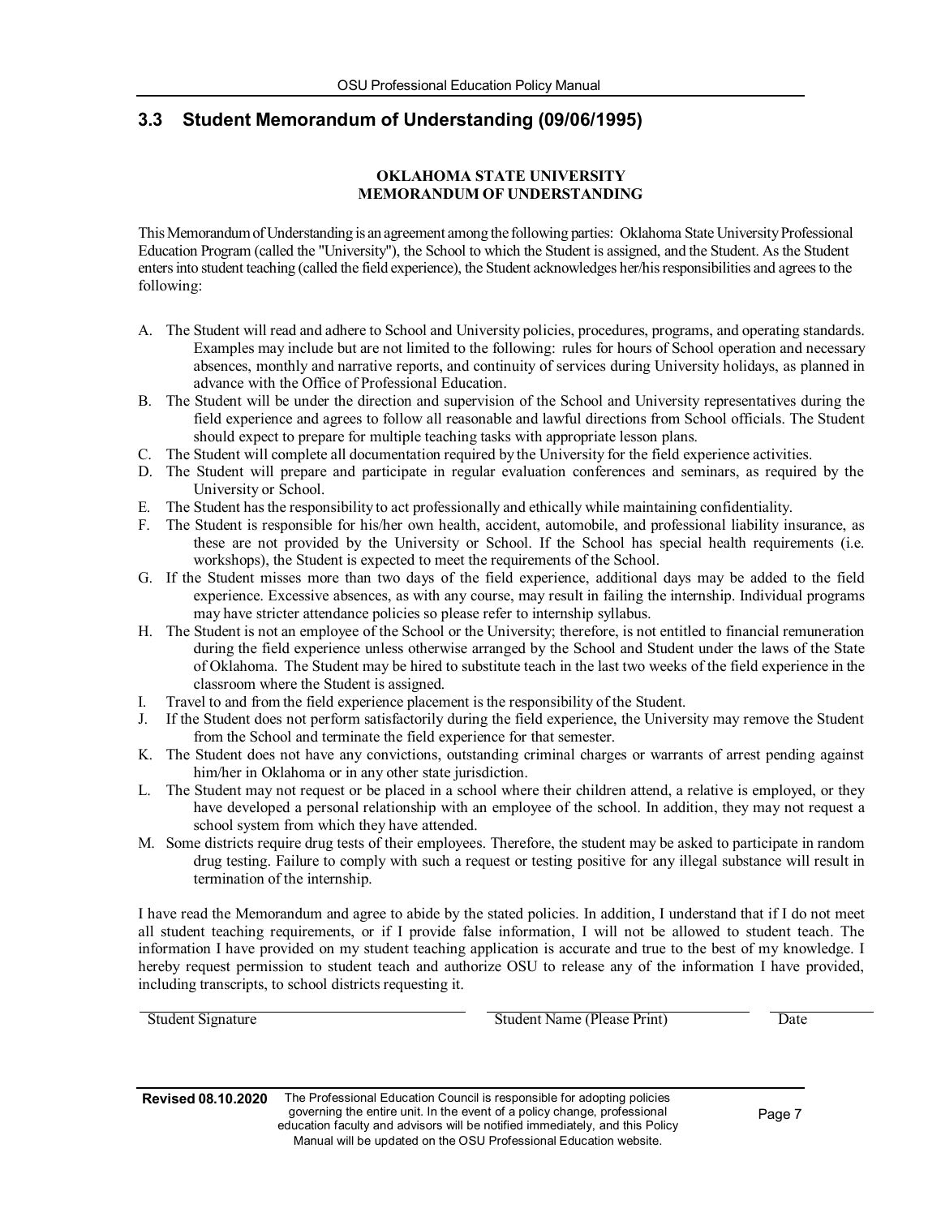## 3.3 Student Memorandum of Understanding (09/06/1995)

**OKLAHOMA STATE UNIVERSITY**
**MEMORANDUM OF UNDERSTANDING**

This Memorandum of Understanding is an agreement among the following parties: Oklahoma State University Professional Education Program (called the "University"), the School to which the Student is assigned, and the Student. As the Student enters into student teaching (called the field experience), the Student acknowledges her/his responsibilities and agrees to the following:

A. The Student will read and adhere to School and University policies, procedures, programs, and operating standards. Examples may include but are not limited to the following: rules for hours of School operation and necessary absences, monthly and narrative reports, and continuity of services during University holidays, as planned in advance with the Office of Professional Education.
B. The Student will be under the direction and supervision of the School and University representatives during the field experience and agrees to follow all reasonable and lawful directions from School officials. The Student should expect to prepare for multiple teaching tasks with appropriate lesson plans.
C. The Student will complete all documentation required by the University for the field experience activities.
D. The Student will prepare and participate in regular evaluation conferences and seminars, as required by the University or School.
E. The Student has the responsibility to act professionally and ethically while maintaining confidentiality.
F. The Student is responsible for his/her own health, accident, automobile, and professional liability insurance, as these are not provided by the University or School. If the School has special health requirements (i.e. workshops), the Student is expected to meet the requirements of the School.
G. If the Student misses more than two days of the field experience, additional days may be added to the field experience. Excessive absences, as with any course, may result in failing the internship. Individual programs may have stricter attendance policies so please refer to internship syllabus.
H. The Student is not an employee of the School or the University; therefore, is not entitled to financial remuneration during the field experience unless otherwise arranged by the School and Student under the laws of the State of Oklahoma. The Student may be hired to substitute teach in the last two weeks of the field experience in the classroom where the Student is assigned.
I. Travel to and from the field experience placement is the responsibility of the Student.
J. If the Student does not perform satisfactorily during the field experience, the University may remove the Student from the School and terminate the field experience for that semester.
K. The Student does not have any convictions, outstanding criminal charges or warrants of arrest pending against him/her in Oklahoma or in any other state jurisdiction.
L. The Student may not request or be placed in a school where their children attend, a relative is employed, or they have developed a personal relationship with an employee of the school. In addition, they may not request a school system from which they have attended.
M. Some districts require drug tests of their employees. Therefore, the student may be asked to participate in random drug testing. Failure to comply with such a request or testing positive for any illegal substance will result in termination of the internship.

I have read the Memorandum and agree to abide by the stated policies. In addition, I understand that if I do not meet all student teaching requirements, or if I provide false information, I will not be allowed to student teach. The information I have provided on my student teaching application is accurate and true to the best of my knowledge. I hereby request permission to student teach and authorize OSU to release any of the information I have provided, including transcripts, to school districts requesting it.

Student Signature ____________________ Student Name (Please Print) ____________________ Date __________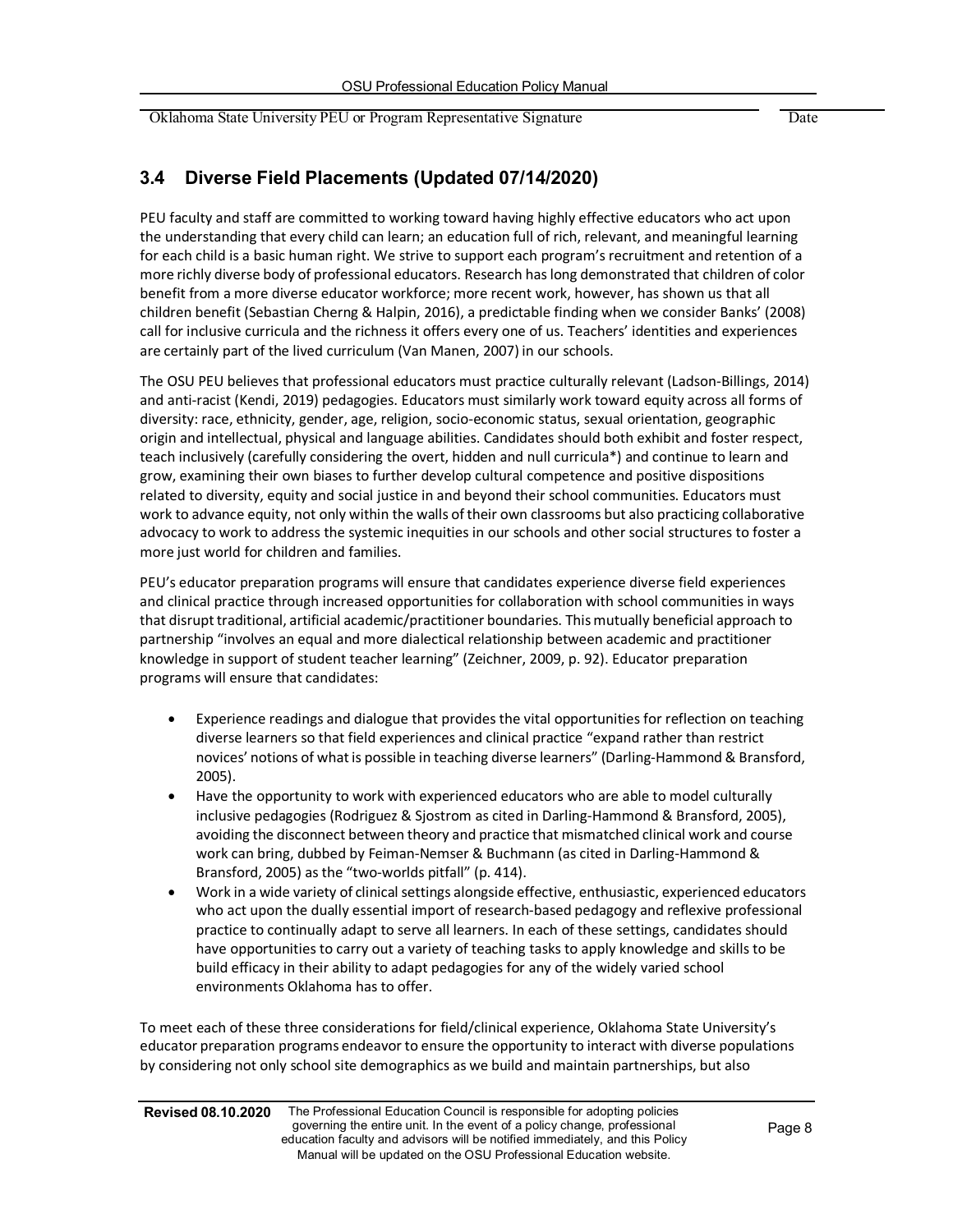Oklahoma State University PEU or Program Representative Signature Date

## 3.4 Diverse Field Placements (Updated 07/14/2020)

PEU faculty and staff are committed to working toward having highly effective educators who act upon the understanding that every child can learn; an education full of rich, relevant, and meaningful learning for each child is a basic human right. We strive to support each program's recruitment and retention of a more richly diverse body of professional educators. Research has long demonstrated that children of color benefit from a more diverse educator workforce; more recent work, however, has shown us that all children benefit (Sebastian Cherng & Halpin, 2016), a predictable finding when we consider Banks' (2008) call for inclusive curricula and the richness it offers every one of us. Teachers' identities and experiences are certainly part of the lived curriculum (Van Manen, 2007) in our schools.

The OSU PEU believes that professional educators must practice culturally relevant (Ladson-Billings, 2014) and anti-racist (Kendi, 2019) pedagogies. Educators must similarly work toward equity across all forms of diversity: race, ethnicity, gender, age, religion, socio-economic status, sexual orientation, geographic origin and intellectual, physical and language abilities. Candidates should both exhibit and foster respect, teach inclusively (carefully considering the overt, hidden and null curricula*) and continue to learn and grow, examining their own biases to further develop cultural competence and positive dispositions related to diversity, equity and social justice in and beyond their school communities. Educators must work to advance equity, not only within the walls of their own classrooms but also practicing collaborative advocacy to work to address the systemic inequities in our schools and other social structures to foster a more just world for children and families.

PEU's educator preparation programs will ensure that candidates experience diverse field experiences and clinical practice through increased opportunities for collaboration with school communities in ways that disrupt traditional, artificial academic/practitioner boundaries. This mutually beneficial approach to partnership "involves an equal and more dialectical relationship between academic and practitioner knowledge in support of student teacher learning" (Zeichner, 2009, p. 92). Educator preparation programs will ensure that candidates:

- Experience readings and dialogue that provides the vital opportunities for reflection on teaching diverse learners so that field experiences and clinical practice "expand rather than restrict novices' notions of what is possible in teaching diverse learners" (Darling-Hammond & Bransford, 2005).
- Have the opportunity to work with experienced educators who are able to model culturally inclusive pedagogies (Rodriguez & Sjostrom as cited in Darling-Hammond & Bransford, 2005), avoiding the disconnect between theory and practice that mismatched clinical work and course work can bring, dubbed by Feiman-Nemser & Buchmann (as cited in Darling-Hammond & Bransford, 2005) as the "two-worlds pitfall" (p. 414).
- Work in a wide variety of clinical settings alongside effective, enthusiastic, experienced educators who act upon the dually essential import of research-based pedagogy and reflexive professional practice to continually adapt to serve all learners. In each of these settings, candidates should have opportunities to carry out a variety of teaching tasks to apply knowledge and skills to be build efficacy in their ability to adapt pedagogies for any of the widely varied school environments Oklahoma has to offer.

To meet each of these three considerations for field/clinical experience, Oklahoma State University's educator preparation programs endeavor to ensure the opportunity to interact with diverse populations by considering not only school site demographics as we build and maintain partnerships, but also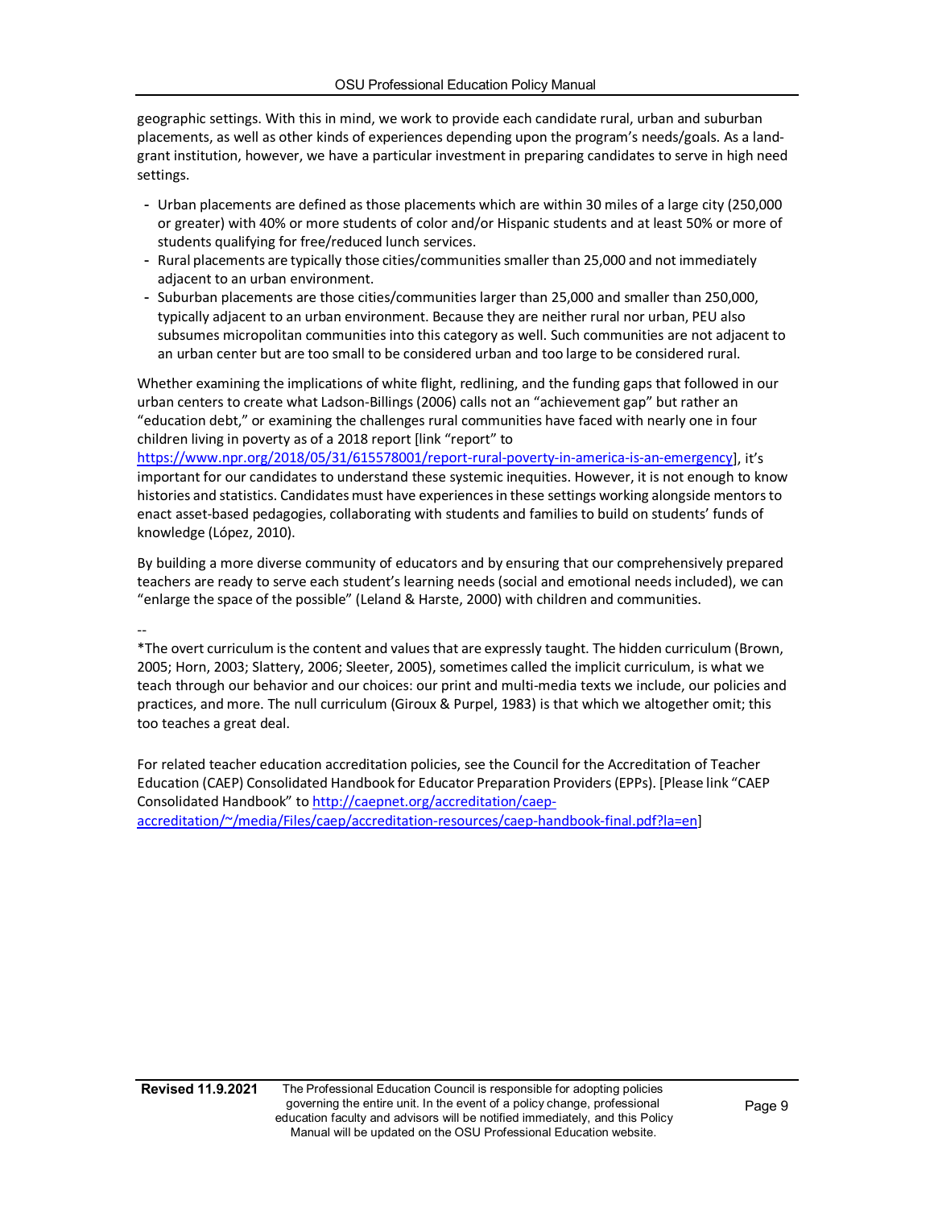geographic settings. With this in mind, we work to provide each candidate rural, urban and suburban placements, as well as other kinds of experiences depending upon the program's needs/goals. As a land-grant institution, however, we have a particular investment in preparing candidates to serve in high need settings.

- Urban placements are defined as those placements which are within 30 miles of a large city (250,000 or greater) with 40% or more students of color and/or Hispanic students and at least 50% or more of students qualifying for free/reduced lunch services.
- Rural placements are typically those cities/communities smaller than 25,000 and not immediately adjacent to an urban environment.
- Suburban placements are those cities/communities larger than 25,000 and smaller than 250,000, typically adjacent to an urban environment. Because they are neither rural nor urban, PEU also subsumes micropolitan communities into this category as well. Such communities are not adjacent to an urban center but are too small to be considered urban and too large to be considered rural.

Whether examining the implications of white flight, redlining, and the funding gaps that followed in our urban centers to create what Ladson-Billings (2006) calls not an "achievement gap" but rather an "education debt," or examining the challenges rural communities have faced with nearly one in four children living in poverty as of a 2018 report [link "report" to https://www.npr.org/2018/05/31/615578001/report-rural-poverty-in-america-is-an-emergency], it's important for our candidates to understand these systemic inequities. However, it is not enough to know histories and statistics. Candidates must have experiences in these settings working alongside mentors to enact asset-based pedagogies, collaborating with students and families to build on students' funds of knowledge (López, 2010).

By building a more diverse community of educators and by ensuring that our comprehensively prepared teachers are ready to serve each student's learning needs (social and emotional needs included), we can "enlarge the space of the possible" (Leland & Harste, 2000) with children and communities.

--

*The overt curriculum is the content and values that are expressly taught. The hidden curriculum (Brown, 2005; Horn, 2003; Slattery, 2006; Sleeter, 2005), sometimes called the implicit curriculum, is what we teach through our behavior and our choices: our print and multi-media texts we include, our policies and practices, and more. The null curriculum (Giroux & Purpel, 1983) is that which we altogether omit; this too teaches a great deal.

For related teacher education accreditation policies, see the Council for the Accreditation of Teacher Education (CAEP) Consolidated Handbook for Educator Preparation Providers (EPPs). [Please link "CAEP Consolidated Handbook" to http://caepnet.org/accreditation/caep-accreditation/~/media/Files/caep/accreditation-resources/caep-handbook-final.pdf?la=en]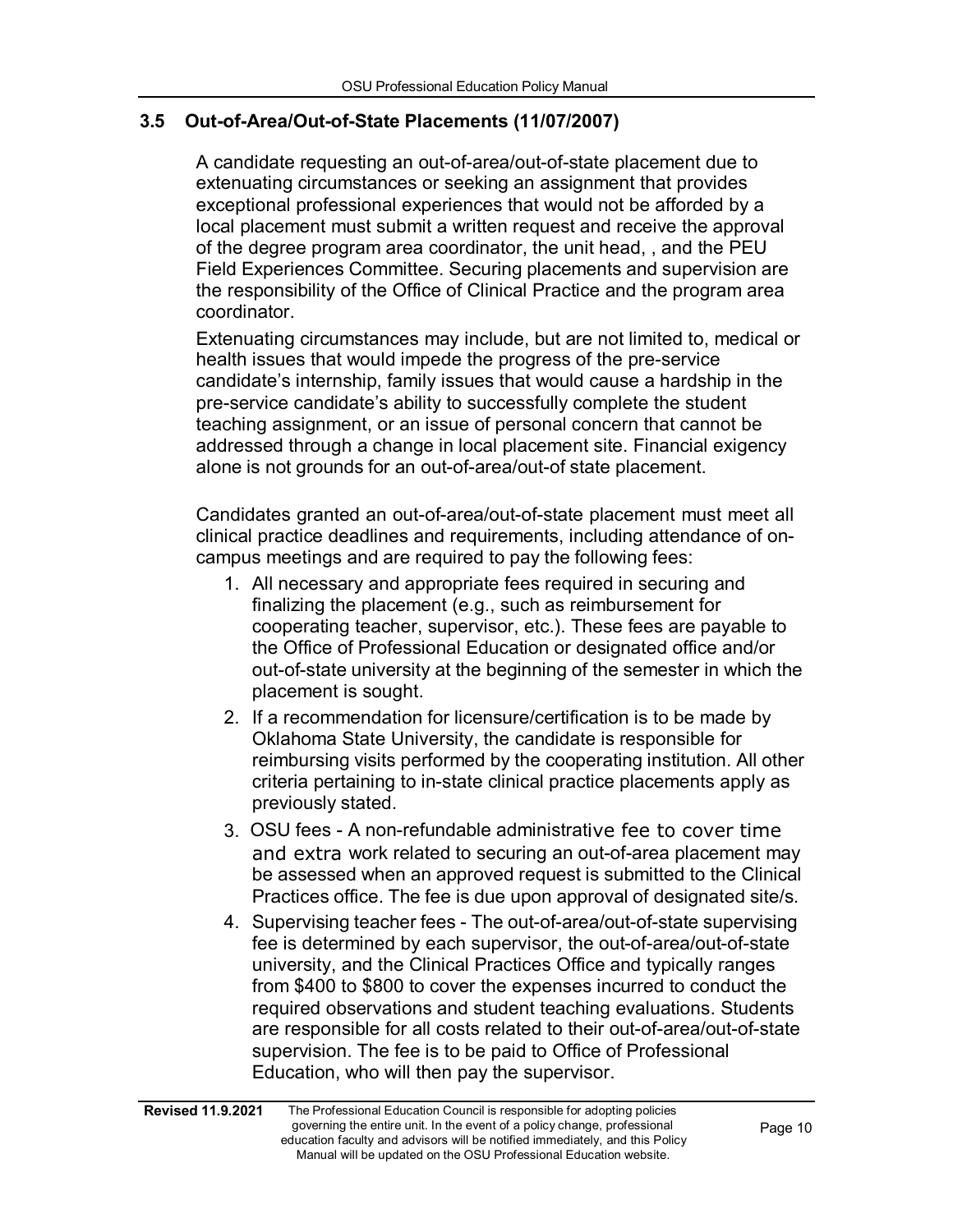### 3.5 Out-of-Area/Out-of-State Placements (11/07/2007)

A candidate requesting an out-of-area/out-of-state placement due to extenuating circumstances or seeking an assignment that provides exceptional professional experiences that would not be afforded by a local placement must submit a written request and receive the approval of the degree program area coordinator, the unit head, , and the PEU Field Experiences Committee. Securing placements and supervision are the responsibility of the Office of Clinical Practice and the program area coordinator.

Extenuating circumstances may include, but are not limited to, medical or health issues that would impede the progress of the pre-service candidate's internship, family issues that would cause a hardship in the pre-service candidate's ability to successfully complete the student teaching assignment, or an issue of personal concern that cannot be addressed through a change in local placement site. Financial exigency alone is not grounds for an out-of-area/out-of state placement.

Candidates granted an out-of-area/out-of-state placement must meet all clinical practice deadlines and requirements, including attendance of on-campus meetings and are required to pay the following fees:

1. All necessary and appropriate fees required in securing and finalizing the placement (e.g., such as reimbursement for cooperating teacher, supervisor, etc.). These fees are payable to the Office of Professional Education or designated office and/or out-of-state university at the beginning of the semester in which the placement is sought.
2. If a recommendation for licensure/certification is to be made by Oklahoma State University, the candidate is responsible for reimbursing visits performed by the cooperating institution. All other criteria pertaining to in-state clinical practice placements apply as previously stated.
3. OSU fees - A non-refundable administrative fee to cover time and extra work related to securing an out-of-area placement may be assessed when an approved request is submitted to the Clinical Practices office. The fee is due upon approval of designated site/s.
4. Supervising teacher fees - The out-of-area/out-of-state supervising fee is determined by each supervisor, the out-of-area/out-of-state university, and the Clinical Practices Office and typically ranges from $400 to $800 to cover the expenses incurred to conduct the required observations and student teaching evaluations. Students are responsible for all costs related to their out-of-area/out-of-state supervision. The fee is to be paid to Office of Professional Education, who will then pay the supervisor.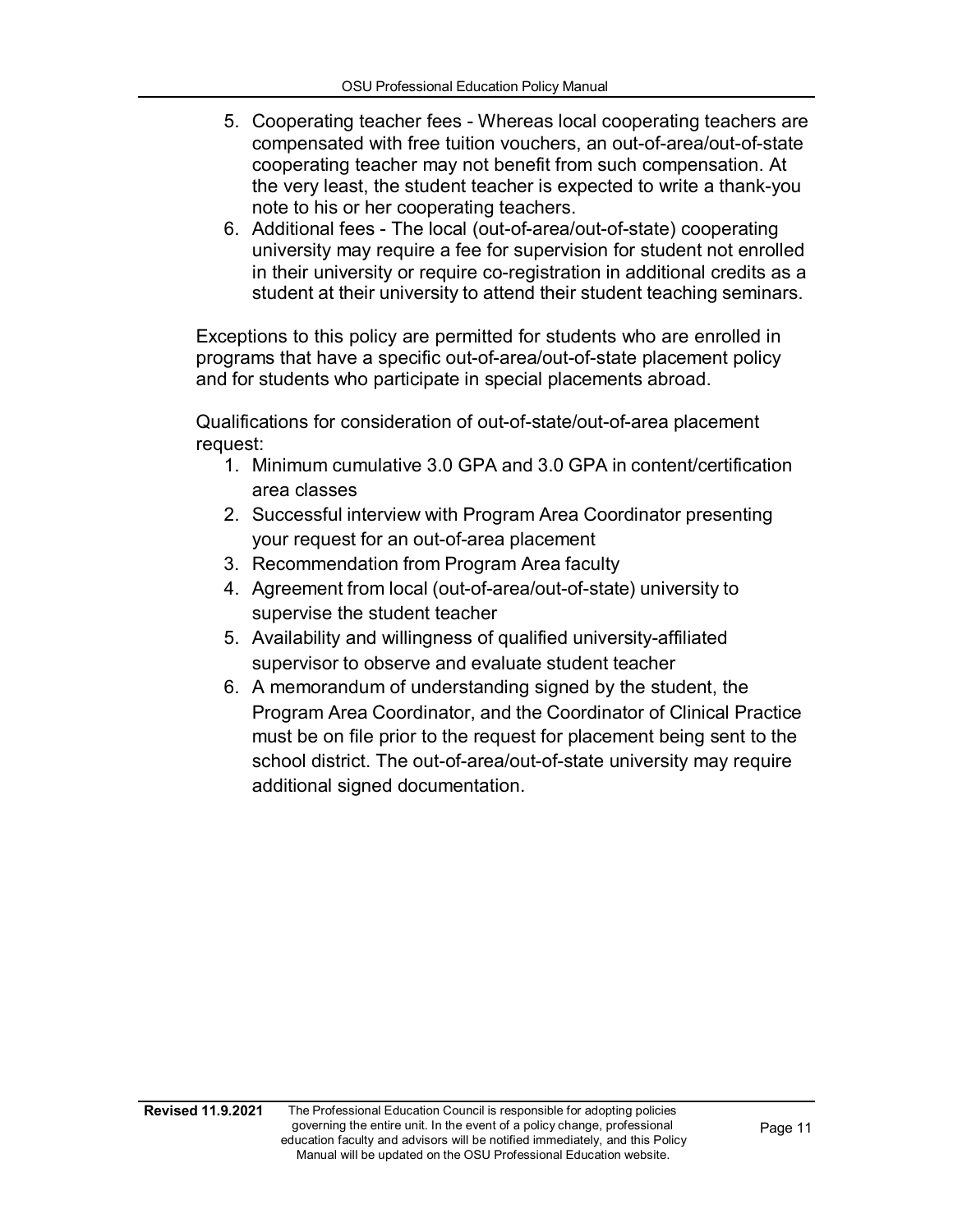5. Cooperating teacher fees - Whereas local cooperating teachers are compensated with free tuition vouchers, an out-of-area/out-of-state cooperating teacher may not benefit from such compensation. At the very least, the student teacher is expected to write a thank-you note to his or her cooperating teachers.
6. Additional fees - The local (out-of-area/out-of-state) cooperating university may require a fee for supervision for student not enrolled in their university or require co-registration in additional credits as a student at their university to attend their student teaching seminars.

Exceptions to this policy are permitted for students who are enrolled in programs that have a specific out-of-area/out-of-state placement policy and for students who participate in special placements abroad.

Qualifications for consideration of out-of-state/out-of-area placement request:

1. Minimum cumulative 3.0 GPA and 3.0 GPA in content/certification area classes
2. Successful interview with Program Area Coordinator presenting your request for an out-of-area placement
3. Recommendation from Program Area faculty
4. Agreement from local (out-of-area/out-of-state) university to supervise the student teacher
5. Availability and willingness of qualified university-affiliated supervisor to observe and evaluate student teacher
6. A memorandum of understanding signed by the student, the Program Area Coordinator, and the Coordinator of Clinical Practice must be on file prior to the request for placement being sent to the school district. The out-of-area/out-of-state university may require additional signed documentation.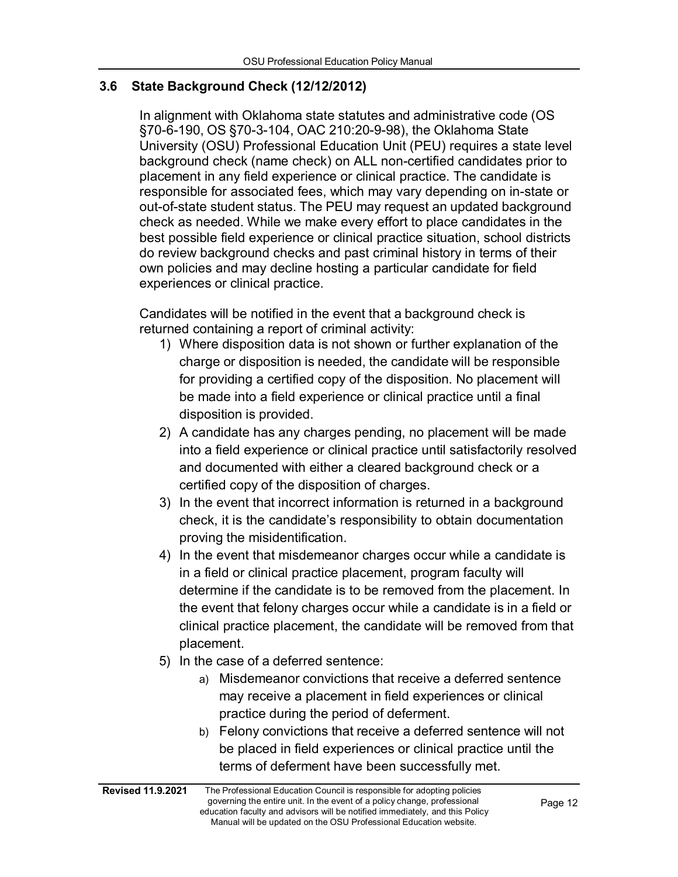### 3.6 State Background Check (12/12/2012)

In alignment with Oklahoma state statutes and administrative code (OS §70-6-190, OS §70-3-104, OAC 210:20-9-98), the Oklahoma State University (OSU) Professional Education Unit (PEU) requires a state level background check (name check) on ALL non-certified candidates prior to placement in any field experience or clinical practice. The candidate is responsible for associated fees, which may vary depending on in-state or out-of-state student status. The PEU may request an updated background check as needed. While we make every effort to place candidates in the best possible field experience or clinical practice situation, school districts do review background checks and past criminal history in terms of their own policies and may decline hosting a particular candidate for field experiences or clinical practice.

Candidates will be notified in the event that a background check is returned containing a report of criminal activity:

1) Where disposition data is not shown or further explanation of the charge or disposition is needed, the candidate will be responsible for providing a certified copy of the disposition. No placement will be made into a field experience or clinical practice until a final disposition is provided.
2) A candidate has any charges pending, no placement will be made into a field experience or clinical practice until satisfactorily resolved and documented with either a cleared background check or a certified copy of the disposition of charges.
3) In the event that incorrect information is returned in a background check, it is the candidate's responsibility to obtain documentation proving the misidentification.
4) In the event that misdemeanor charges occur while a candidate is in a field or clinical practice placement, program faculty will determine if the candidate is to be removed from the placement. In the event that felony charges occur while a candidate is in a field or clinical practice placement, the candidate will be removed from that placement.
5) In the case of a deferred sentence:
    a) Misdemeanor convictions that receive a deferred sentence may receive a placement in field experiences or clinical practice during the period of deferment.
    b) Felony convictions that receive a deferred sentence will not be placed in field experiences or clinical practice until the terms of deferment have been successfully met.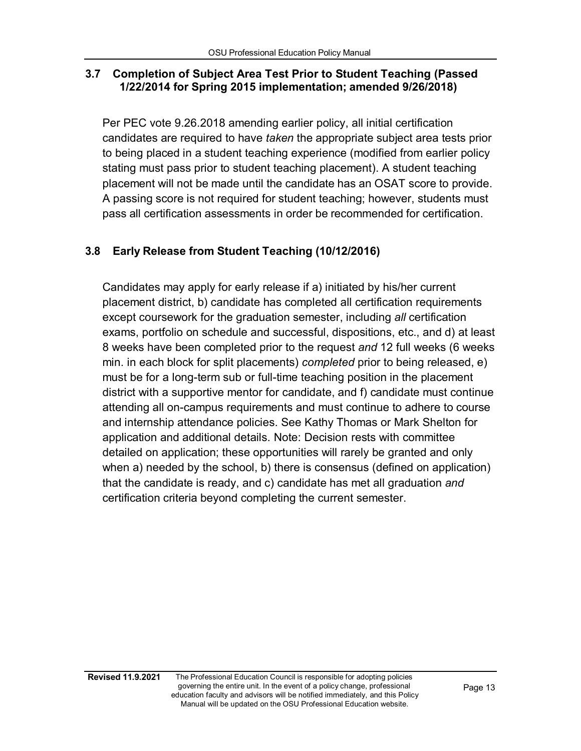## 3.7 Completion of Subject Area Test Prior to Student Teaching (Passed 1/22/2014 for Spring 2015 implementation; amended 9/26/2018)

Per PEC vote 9.26.2018 amending earlier policy, all initial certification candidates are required to have *taken* the appropriate subject area tests prior to being placed in a student teaching experience (modified from earlier policy stating must pass prior to student teaching placement). A student teaching placement will not be made until the candidate has an OSAT score to provide. A passing score is not required for student teaching; however, students must pass all certification assessments in order be recommended for certification.

## 3.8 Early Release from Student Teaching (10/12/2016)

Candidates may apply for early release if a) initiated by his/her current placement district, b) candidate has completed all certification requirements except coursework for the graduation semester, including *all* certification exams, portfolio on schedule and successful, dispositions, etc., and d) at least 8 weeks have been completed prior to the request *and* 12 full weeks (6 weeks min. in each block for split placements) *completed* prior to being released, e) must be for a long-term sub or full-time teaching position in the placement district with a supportive mentor for candidate, and f) candidate must continue attending all on-campus requirements and must continue to adhere to course and internship attendance policies. See Kathy Thomas or Mark Shelton for application and additional details. Note: Decision rests with committee detailed on application; these opportunities will rarely be granted and only when a) needed by the school, b) there is consensus (defined on application) that the candidate is ready, and c) candidate has met all graduation *and* certification criteria beyond completing the current semester.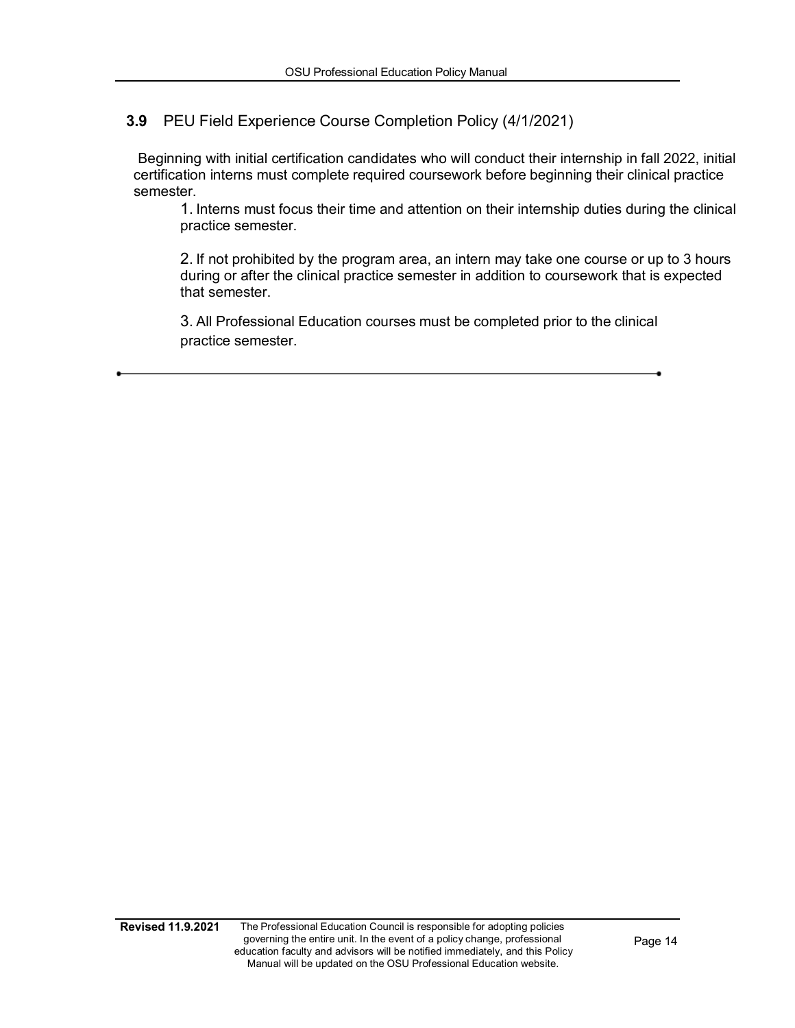## 3.9 PEU Field Experience Course Completion Policy (4/1/2021)

Beginning with initial certification candidates who will conduct their internship in fall 2022, initial certification interns must complete required coursework before beginning their clinical practice semester.

1. Interns must focus their time and attention on their internship duties during the clinical practice semester.

2. If not prohibited by the program area, an intern may take one course or up to 3 hours during or after the clinical practice semester in addition to coursework that is expected that semester.

3. All Professional Education courses must be completed prior to the clinical practice semester.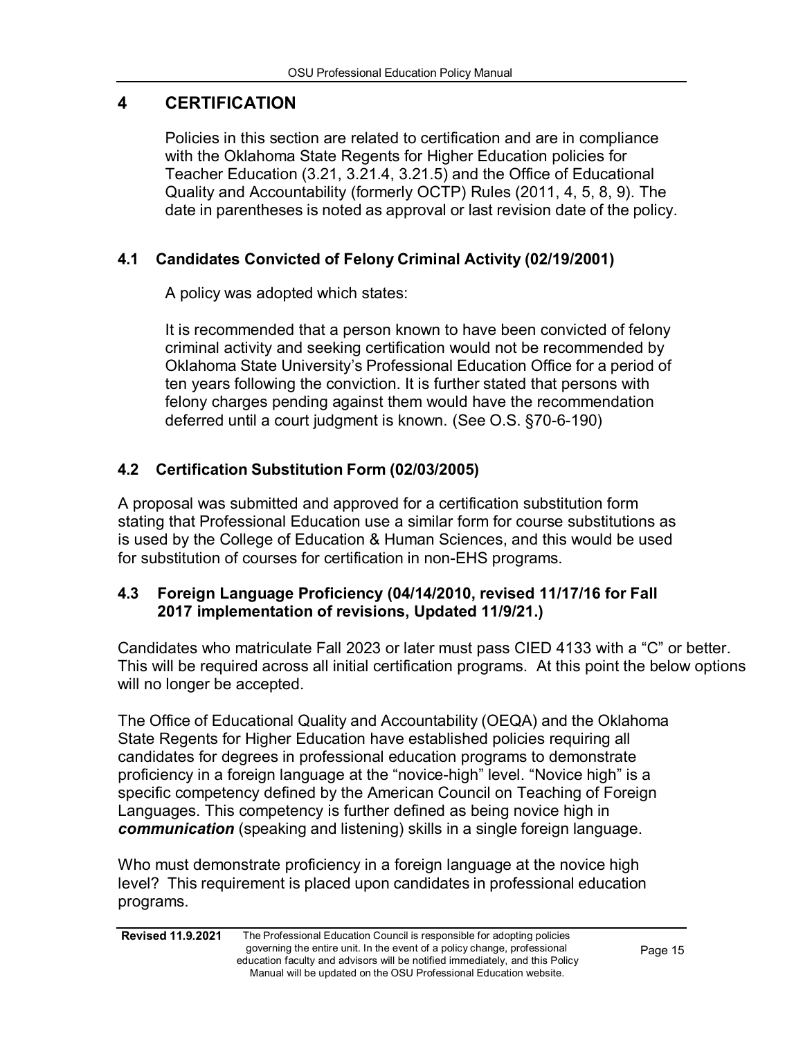# 4 CERTIFICATION

Policies in this section are related to certification and are in compliance with the Oklahoma State Regents for Higher Education policies for Teacher Education (3.21, 3.21.4, 3.21.5) and the Office of Educational Quality and Accountability (formerly OCTP) Rules (2011, 4, 5, 8, 9). The date in parentheses is noted as approval or last revision date of the policy.

## 4.1 Candidates Convicted of Felony Criminal Activity (02/19/2001)

A policy was adopted which states:

It is recommended that a person known to have been convicted of felony criminal activity and seeking certification would not be recommended by Oklahoma State University's Professional Education Office for a period of ten years following the conviction. It is further stated that persons with felony charges pending against them would have the recommendation deferred until a court judgment is known. (See O.S. §70-6-190)

## 4.2 Certification Substitution Form (02/03/2005)

A proposal was submitted and approved for a certification substitution form stating that Professional Education use a similar form for course substitutions as is used by the College of Education & Human Sciences, and this would be used for substitution of courses for certification in non-EHS programs.

## 4.3 Foreign Language Proficiency (04/14/2010, revised 11/17/16 for Fall 2017 implementation of revisions, Updated 11/9/21.)

Candidates who matriculate Fall 2023 or later must pass CIED 4133 with a "C" or better. This will be required across all initial certification programs. At this point the below options will no longer be accepted.

The Office of Educational Quality and Accountability (OEQA) and the Oklahoma State Regents for Higher Education have established policies requiring all candidates for degrees in professional education programs to demonstrate proficiency in a foreign language at the "novice-high" level. "Novice high" is a specific competency defined by the American Council on Teaching of Foreign Languages. This competency is further defined as being novice high in ***communication*** (speaking and listening) skills in a single foreign language.

Who must demonstrate proficiency in a foreign language at the novice high level? This requirement is placed upon candidates in professional education programs.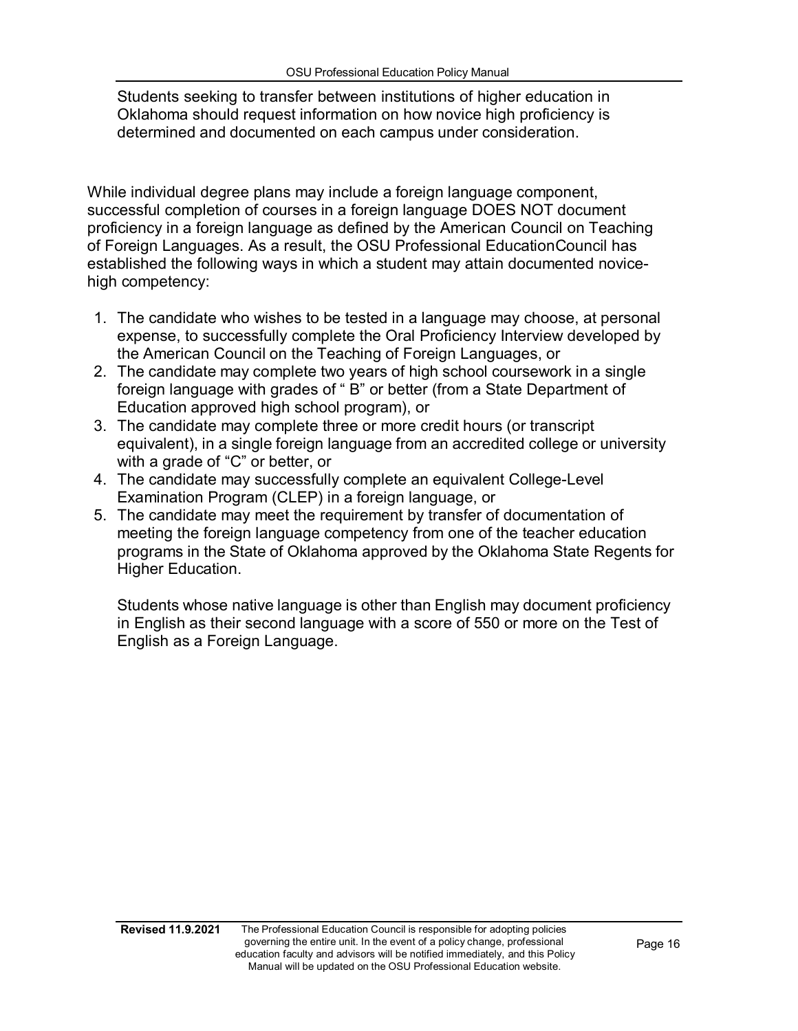Students seeking to transfer between institutions of higher education in Oklahoma should request information on how novice high proficiency is determined and documented on each campus under consideration.

While individual degree plans may include a foreign language component, successful completion of courses in a foreign language DOES NOT document proficiency in a foreign language as defined by the American Council on Teaching of Foreign Languages. As a result, the OSU Professional EducationCouncil has established the following ways in which a student may attain documented novice-high competency:

1. The candidate who wishes to be tested in a language may choose, at personal expense, to successfully complete the Oral Proficiency Interview developed by the American Council on the Teaching of Foreign Languages, or
2. The candidate may complete two years of high school coursework in a single foreign language with grades of " B" or better (from a State Department of Education approved high school program), or
3. The candidate may complete three or more credit hours (or transcript equivalent), in a single foreign language from an accredited college or university with a grade of "C" or better, or
4. The candidate may successfully complete an equivalent College-Level Examination Program (CLEP) in a foreign language, or
5. The candidate may meet the requirement by transfer of documentation of meeting the foreign language competency from one of the teacher education programs in the State of Oklahoma approved by the Oklahoma State Regents for Higher Education.

Students whose native language is other than English may document proficiency in English as their second language with a score of 550 or more on the Test of English as a Foreign Language.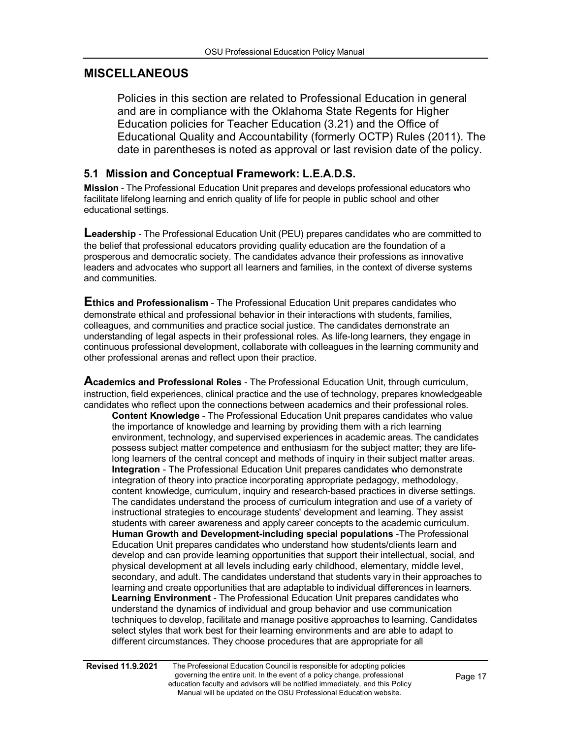## MISCELLANEOUS

Policies in this section are related to Professional Education in general and are in compliance with the Oklahoma State Regents for Higher Education policies for Teacher Education (3.21) and the Office of Educational Quality and Accountability (formerly OCTP) Rules (2011). The date in parentheses is noted as approval or last revision date of the policy.

### 5.1 Mission and Conceptual Framework: L.E.A.D.S.

**Mission** - The Professional Education Unit prepares and develops professional educators who facilitate lifelong learning and enrich quality of life for people in public school and other educational settings.

**Leadership** - The Professional Education Unit (PEU) prepares candidates who are committed to the belief that professional educators providing quality education are the foundation of a prosperous and democratic society. The candidates advance their professions as innovative leaders and advocates who support all learners and families, in the context of diverse systems and communities.

**Ethics and Professionalism** - The Professional Education Unit prepares candidates who demonstrate ethical and professional behavior in their interactions with students, families, colleagues, and communities and practice social justice. The candidates demonstrate an understanding of legal aspects in their professional roles. As life-long learners, they engage in continuous professional development, collaborate with colleagues in the learning community and other professional arenas and reflect upon their practice.

**Academics and Professional Roles** - The Professional Education Unit, through curriculum, instruction, field experiences, clinical practice and the use of technology, prepares knowledgeable candidates who reflect upon the connections between academics and their professional roles.

**Content Knowledge** - The Professional Education Unit prepares candidates who value the importance of knowledge and learning by providing them with a rich learning environment, technology, and supervised experiences in academic areas. The candidates possess subject matter competence and enthusiasm for the subject matter; they are life-long learners of the central concept and methods of inquiry in their subject matter areas.

**Integration** - The Professional Education Unit prepares candidates who demonstrate integration of theory into practice incorporating appropriate pedagogy, methodology, content knowledge, curriculum, inquiry and research-based practices in diverse settings. The candidates understand the process of curriculum integration and use of a variety of instructional strategies to encourage students' development and learning. They assist students with career awareness and apply career concepts to the academic curriculum.

**Human Growth and Development-including special populations** -The Professional Education Unit prepares candidates who understand how students/clients learn and develop and can provide learning opportunities that support their intellectual, social, and physical development at all levels including early childhood, elementary, middle level, secondary, and adult. The candidates understand that students vary in their approaches to learning and create opportunities that are adaptable to individual differences in learners.

**Learning Environment** - The Professional Education Unit prepares candidates who understand the dynamics of individual and group behavior and use communication techniques to develop, facilitate and manage positive approaches to learning. Candidates select styles that work best for their learning environments and are able to adapt to different circumstances. They choose procedures that are appropriate for all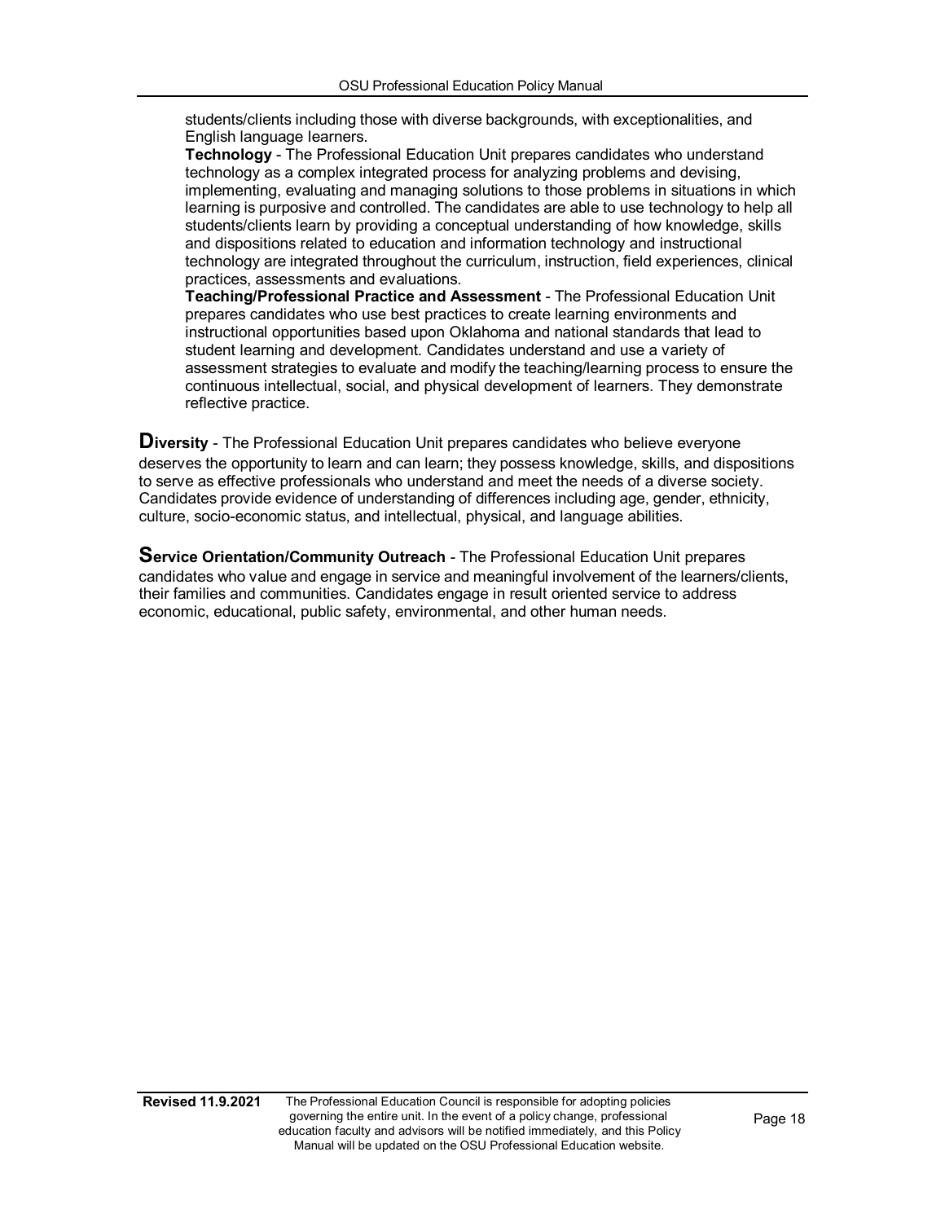students/clients including those with diverse backgrounds, with exceptionalities, and English language learners.

**Technology** - The Professional Education Unit prepares candidates who understand technology as a complex integrated process for analyzing problems and devising, implementing, evaluating and managing solutions to those problems in situations in which learning is purposive and controlled. The candidates are able to use technology to help all students/clients learn by providing a conceptual understanding of how knowledge, skills and dispositions related to education and information technology and instructional technology are integrated throughout the curriculum, instruction, field experiences, clinical practices, assessments and evaluations.

**Teaching/Professional Practice and Assessment** - The Professional Education Unit prepares candidates who use best practices to create learning environments and instructional opportunities based upon Oklahoma and national standards that lead to student learning and development. Candidates understand and use a variety of assessment strategies to evaluate and modify the teaching/learning process to ensure the continuous intellectual, social, and physical development of learners. They demonstrate reflective practice.

**Diversity** - The Professional Education Unit prepares candidates who believe everyone deserves the opportunity to learn and can learn; they possess knowledge, skills, and dispositions to serve as effective professionals who understand and meet the needs of a diverse society. Candidates provide evidence of understanding of differences including age, gender, ethnicity, culture, socio-economic status, and intellectual, physical, and language abilities.

**Service Orientation/Community Outreach** - The Professional Education Unit prepares candidates who value and engage in service and meaningful involvement of the learners/clients, their families and communities. Candidates engage in result oriented service to address economic, educational, public safety, environmental, and other human needs.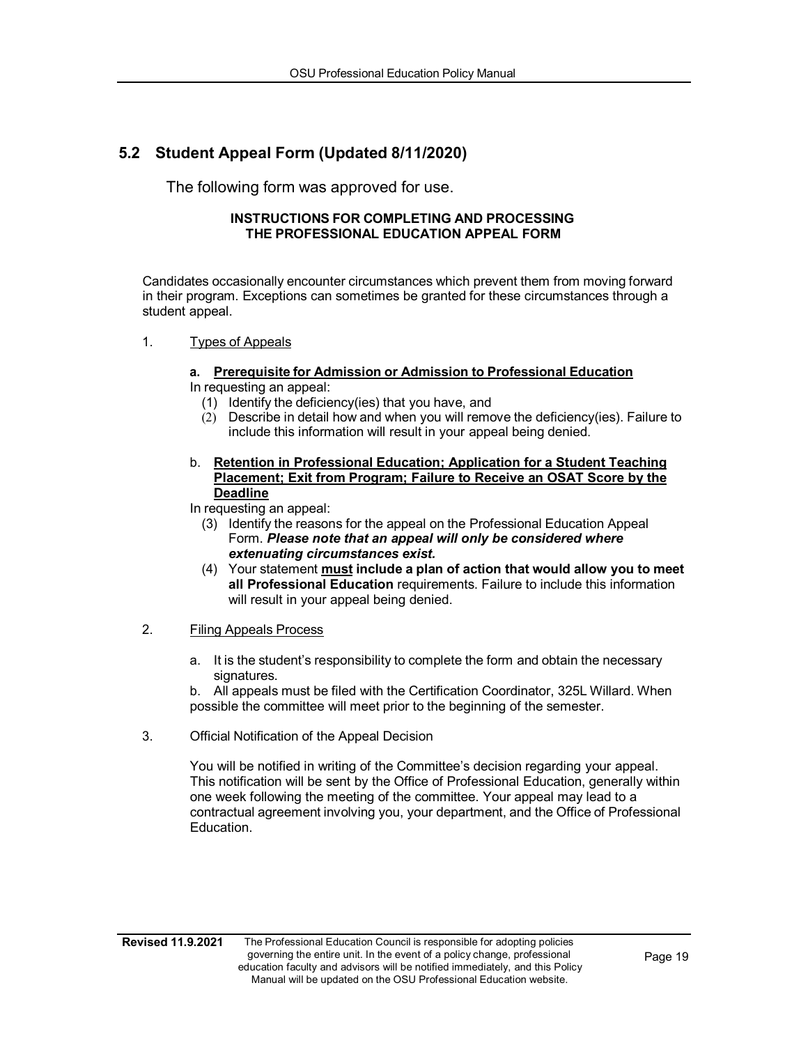## 5.2 Student Appeal Form (Updated 8/11/2020)

The following form was approved for use.

**INSTRUCTIONS FOR COMPLETING AND PROCESSING THE PROFESSIONAL EDUCATION APPEAL FORM**

Candidates occasionally encounter circumstances which prevent them from moving forward in their program. Exceptions can sometimes be granted for these circumstances through a student appeal.

1. Types of Appeals

   **a. Prerequisite for Admission or Admission to Professional Education**

   In requesting an appeal:

   (1) Identify the deficiency(ies) that you have, and

   (2) Describe in detail how and when you will remove the deficiency(ies). Failure to include this information will result in your appeal being denied.

   b. **Retention in Professional Education; Application for a Student Teaching Placement; Exit from Program; Failure to Receive an OSAT Score by the Deadline**

   In requesting an appeal:

   (3) Identify the reasons for the appeal on the Professional Education Appeal Form. ***Please note that an appeal will only be considered where extenuating circumstances exist.***

   (4) Your statement **must include a plan of action that would allow you to meet all Professional Education** requirements. Failure to include this information will result in your appeal being denied.

2. Filing Appeals Process

   a. It is the student's responsibility to complete the form and obtain the necessary signatures.

   b. All appeals must be filed with the Certification Coordinator, 325L Willard. When possible the committee will meet prior to the beginning of the semester.

3. Official Notification of the Appeal Decision

   You will be notified in writing of the Committee's decision regarding your appeal. This notification will be sent by the Office of Professional Education, generally within one week following the meeting of the committee. Your appeal may lead to a contractual agreement involving you, your department, and the Office of Professional Education.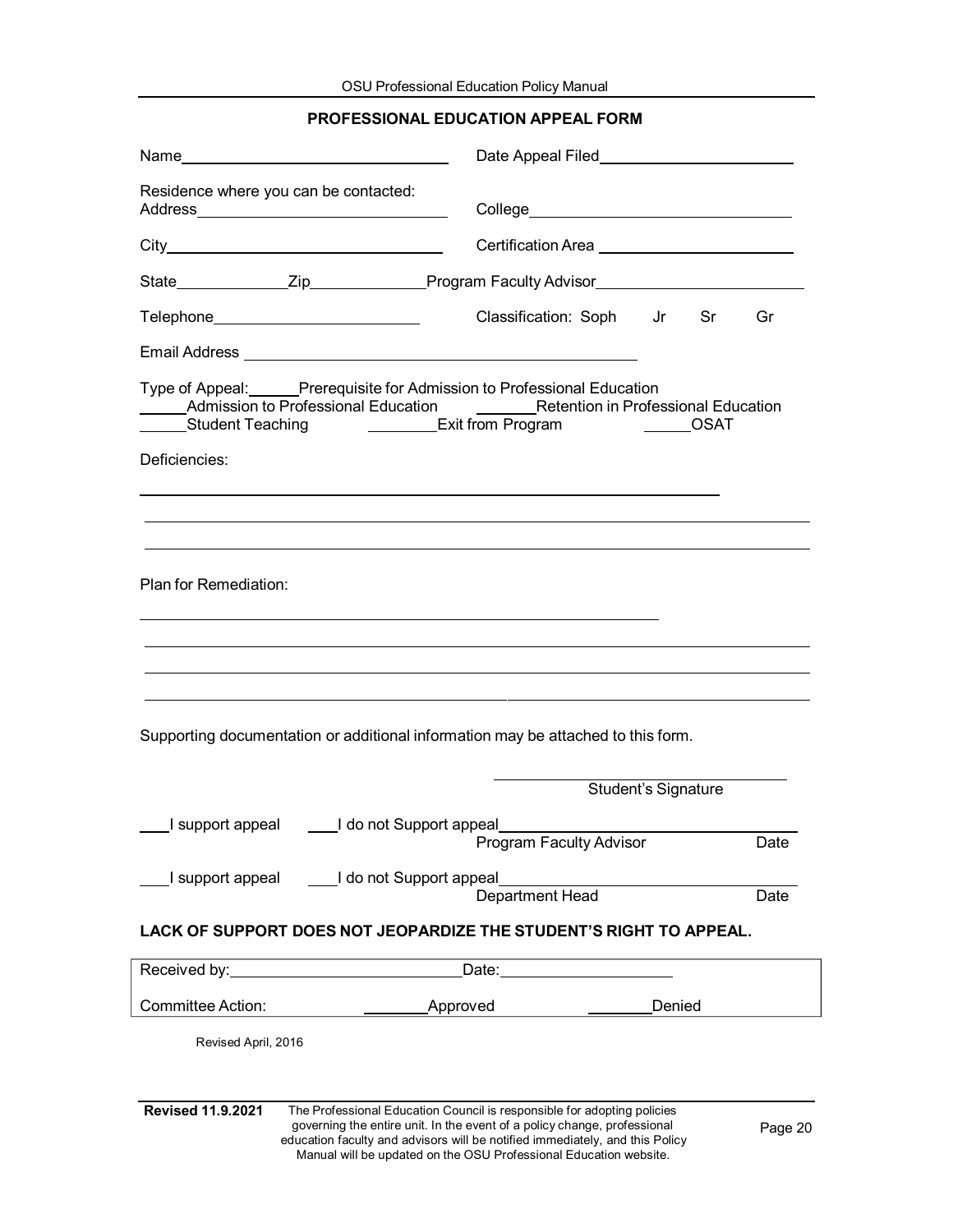## PROFESSIONAL EDUCATION APPEAL FORM

Name________________________________ Date Appeal Filed________________________

Residence where you can be contacted:
Address______________________________ College________________________________

City_________________________________ Certification Area ________________________

State______________Zip______________Program Faculty Advisor________________________

Telephone_________________________ Classification: Soph Jr Sr Gr

Email Address _______________________________________________

Type of Appeal:______Prerequisite for Admission to Professional Education
______Admission to Professional Education _______Retention in Professional Education
______Student Teaching ________Exit from Program ______OSAT

Deficiencies:

_______________________________________________________________________

_______________________________________________________________________

_______________________________________________________________________

Plan for Remediation:

_______________________________________________________________________

_______________________________________________________________________

_______________________________________________________________________

_______________________________________________________________________

Supporting documentation or additional information may be attached to this form.

_______________________________
Student's Signature

___I support appeal ___I do not Support appeal_______________________________
Program Faculty Advisor Date

___I support appeal ___I do not Support appeal_______________________________
Department Head Date

**LACK OF SUPPORT DOES NOT JEOPARDIZE THE STUDENT'S RIGHT TO APPEAL.**

Received by:___________________________Date:____________________

Committee Action: ________Approved ________Denied

Revised April, 2016

**Revised 11.9.2021** The Professional Education Council is responsible for adopting policies governing the entire unit. In the event of a policy change, professional education faculty and advisors will be notified immediately, and this Policy Manual will be updated on the OSU Professional Education website.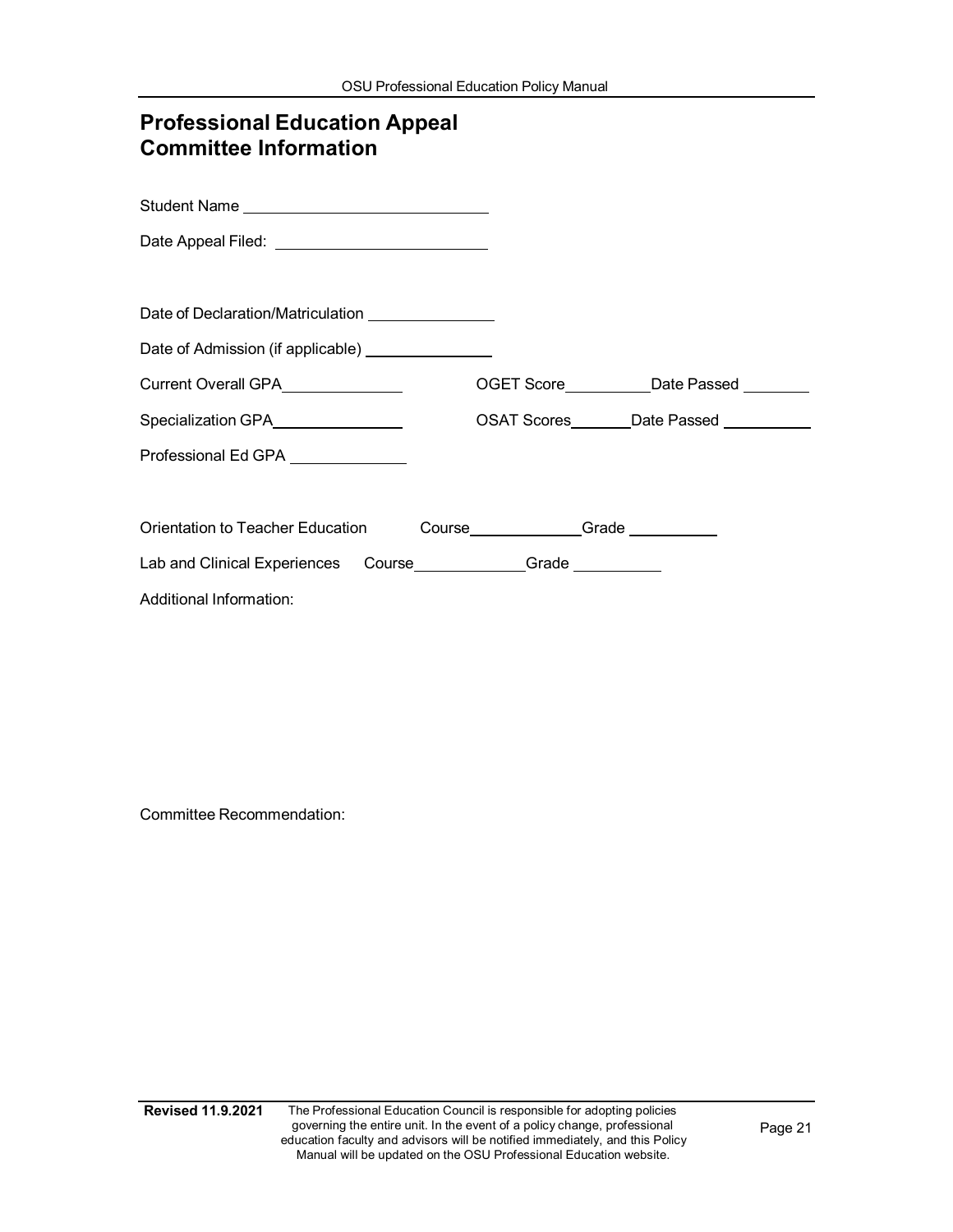# Professional Education Appeal Committee Information

Student Name ______________________________

Date Appeal Filed: __________________________

Date of Declaration/Matriculation _______________

Date of Admission (if applicable) _______________

Current Overall GPA______________ OGET Score__________Date Passed ________

Specialization GPA_______________ OSAT Scores_______Date Passed __________

Professional Ed GPA ______________

Orientation to Teacher Education Course______________Grade __________

Lab and Clinical Experiences Course_____________Grade __________

Additional Information:

Committee Recommendation: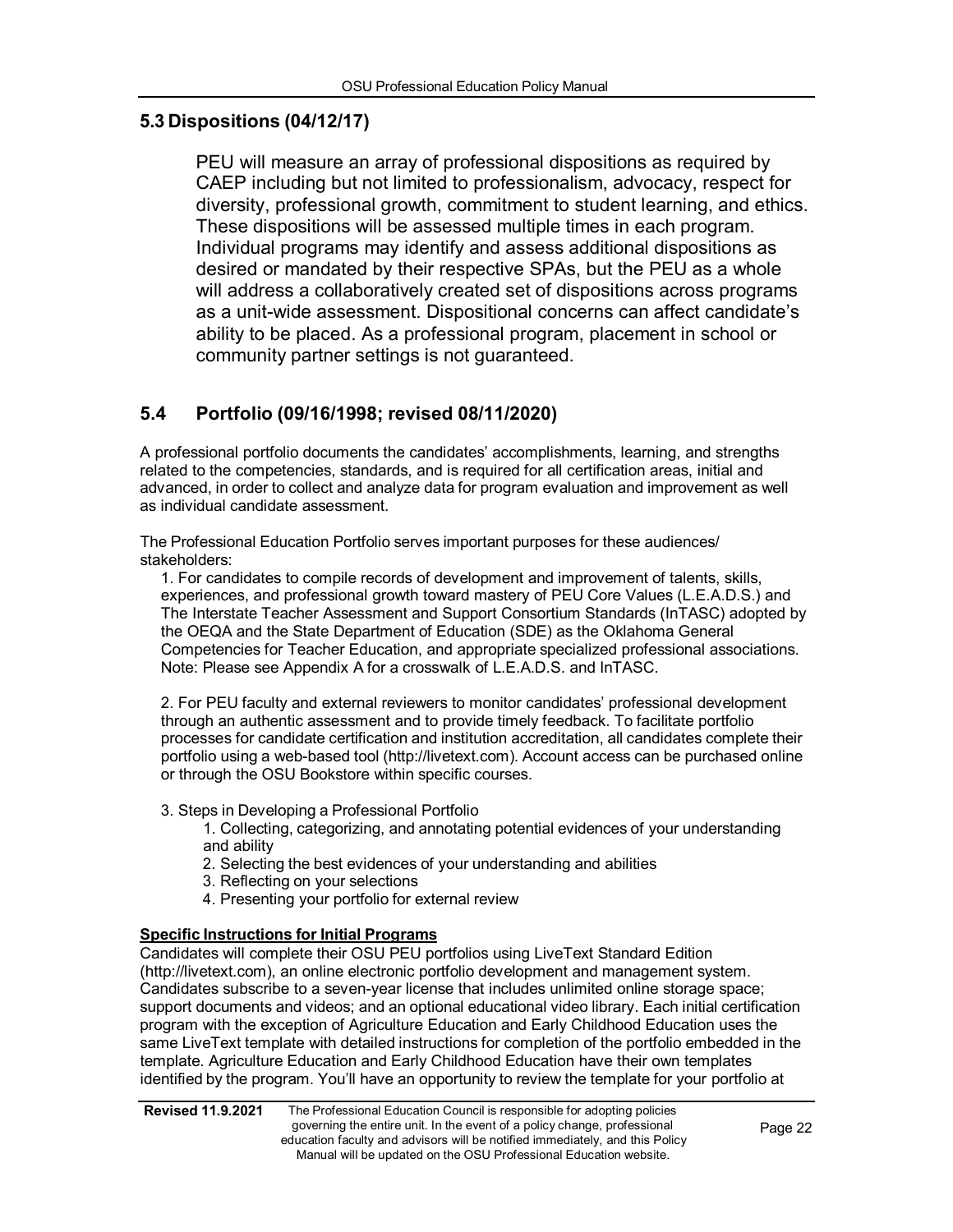## 5.3 Dispositions (04/12/17)

PEU will measure an array of professional dispositions as required by CAEP including but not limited to professionalism, advocacy, respect for diversity, professional growth, commitment to student learning, and ethics. These dispositions will be assessed multiple times in each program. Individual programs may identify and assess additional dispositions as desired or mandated by their respective SPAs, but the PEU as a whole will address a collaboratively created set of dispositions across programs as a unit-wide assessment. Dispositional concerns can affect candidate's ability to be placed. As a professional program, placement in school or community partner settings is not guaranteed.

## 5.4 Portfolio (09/16/1998; revised 08/11/2020)

A professional portfolio documents the candidates' accomplishments, learning, and strengths related to the competencies, standards, and is required for all certification areas, initial and advanced, in order to collect and analyze data for program evaluation and improvement as well as individual candidate assessment.

The Professional Education Portfolio serves important purposes for these audiences/ stakeholders:

1. For candidates to compile records of development and improvement of talents, skills, experiences, and professional growth toward mastery of PEU Core Values (L.E.A.D.S.) and The Interstate Teacher Assessment and Support Consortium Standards (InTASC) adopted by the OEQA and the State Department of Education (SDE) as the Oklahoma General Competencies for Teacher Education, and appropriate specialized professional associations. Note: Please see Appendix A for a crosswalk of L.E.A.D.S. and InTASC.

2. For PEU faculty and external reviewers to monitor candidates' professional development through an authentic assessment and to provide timely feedback. To facilitate portfolio processes for candidate certification and institution accreditation, all candidates complete their portfolio using a web-based tool (http://livetext.com). Account access can be purchased online or through the OSU Bookstore within specific courses.

3. Steps in Developing a Professional Portfolio
    1. Collecting, categorizing, and annotating potential evidences of your understanding and ability
    2. Selecting the best evidences of your understanding and abilities
    3. Reflecting on your selections
    4. Presenting your portfolio for external review

**Specific Instructions for Initial Programs**

Candidates will complete their OSU PEU portfolios using LiveText Standard Edition (http://livetext.com), an online electronic portfolio development and management system. Candidates subscribe to a seven-year license that includes unlimited online storage space; support documents and videos; and an optional educational video library. Each initial certification program with the exception of Agriculture Education and Early Childhood Education uses the same LiveText template with detailed instructions for completion of the portfolio embedded in the template. Agriculture Education and Early Childhood Education have their own templates identified by the program. You'll have an opportunity to review the template for your portfolio at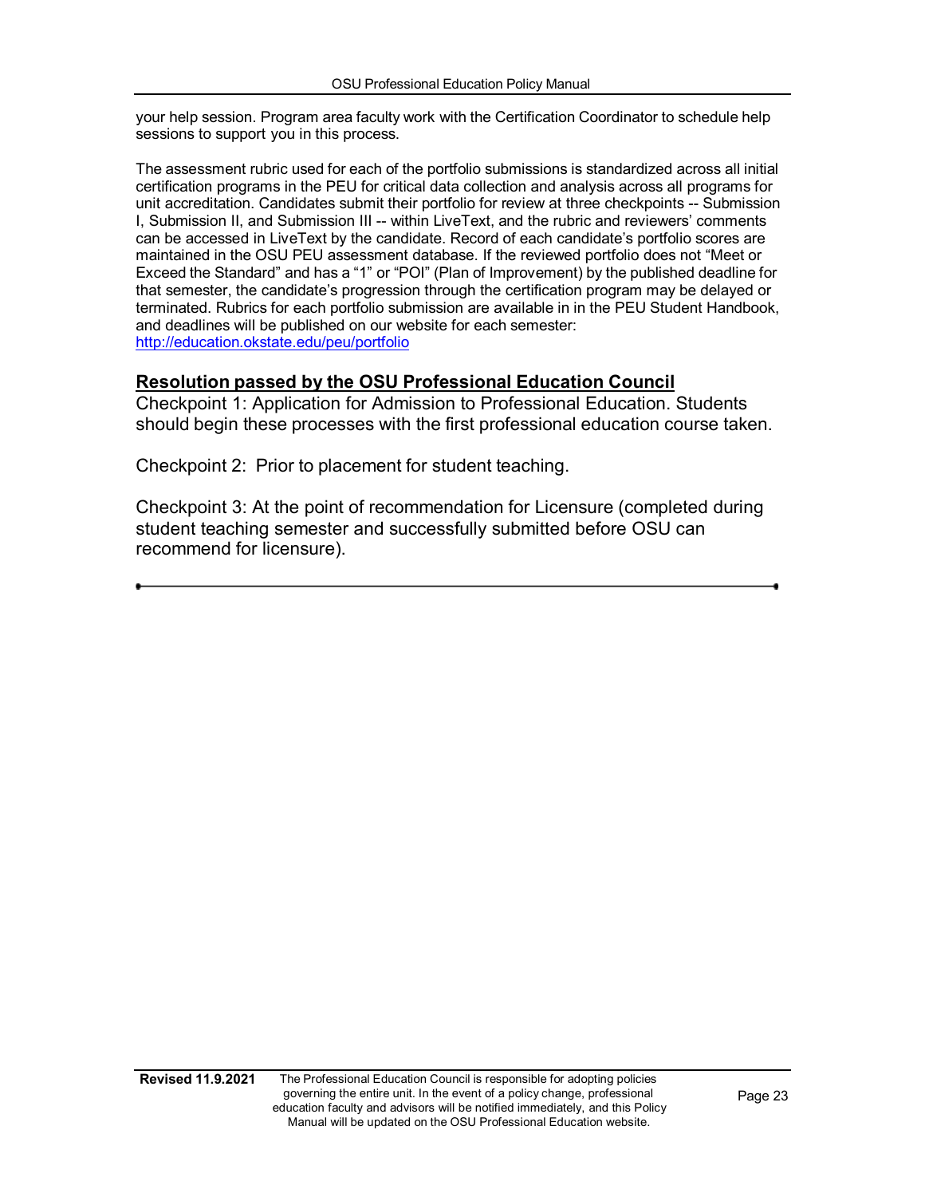your help session. Program area faculty work with the Certification Coordinator to schedule help sessions to support you in this process.

The assessment rubric used for each of the portfolio submissions is standardized across all initial certification programs in the PEU for critical data collection and analysis across all programs for unit accreditation. Candidates submit their portfolio for review at three checkpoints -- Submission I, Submission II, and Submission III -- within LiveText, and the rubric and reviewers' comments can be accessed in LiveText by the candidate. Record of each candidate's portfolio scores are maintained in the OSU PEU assessment database. If the reviewed portfolio does not "Meet or Exceed the Standard" and has a "1" or "POI" (Plan of Improvement) by the published deadline for that semester, the candidate's progression through the certification program may be delayed or terminated. Rubrics for each portfolio submission are available in in the PEU Student Handbook, and deadlines will be published on our website for each semester: [http://education.okstate.edu/peu/portfolio](http://education.okstate.edu/peu/portfolio)

## **Resolution passed by the OSU Professional Education Council**

Checkpoint 1: Application for Admission to Professional Education. Students should begin these processes with the first professional education course taken.

Checkpoint 2: Prior to placement for student teaching.

Checkpoint 3: At the point of recommendation for Licensure (completed during student teaching semester and successfully submitted before OSU can recommend for licensure).

---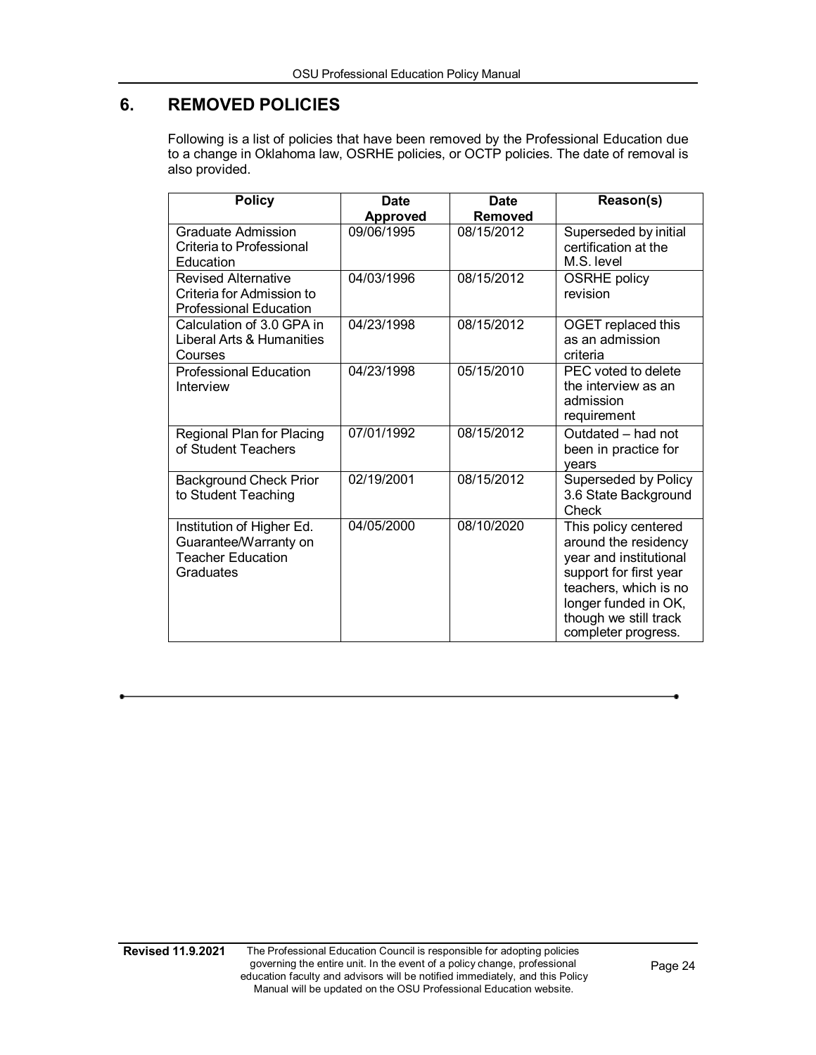## 6. REMOVED POLICIES

Following is a list of policies that have been removed by the Professional Education due to a change in Oklahoma law, OSRHE policies, or OCTP policies. The date of removal is also provided.

| Policy | Date Approved | Date Removed | Reason(s) |
|---|---|---|---|
| Graduate Admission Criteria to Professional Education | 09/06/1995 | 08/15/2012 | Superseded by initial certification at the M.S. level |
| Revised Alternative Criteria for Admission to Professional Education | 04/03/1996 | 08/15/2012 | OSRHE policy revision |
| Calculation of 3.0 GPA in Liberal Arts & Humanities Courses | 04/23/1998 | 08/15/2012 | OGET replaced this as an admission criteria |
| Professional Education Interview | 04/23/1998 | 05/15/2010 | PEC voted to delete the interview as an admission requirement |
| Regional Plan for Placing of Student Teachers | 07/01/1992 | 08/15/2012 | Outdated – had not been in practice for years |
| Background Check Prior to Student Teaching | 02/19/2001 | 08/15/2012 | Superseded by Policy 3.6 State Background Check |
| Institution of Higher Ed. Guarantee/Warranty on Teacher Education Graduates | 04/05/2000 | 08/10/2020 | This policy centered around the residency year and institutional support for first year teachers, which is no longer funded in OK, though we still track completer progress. |